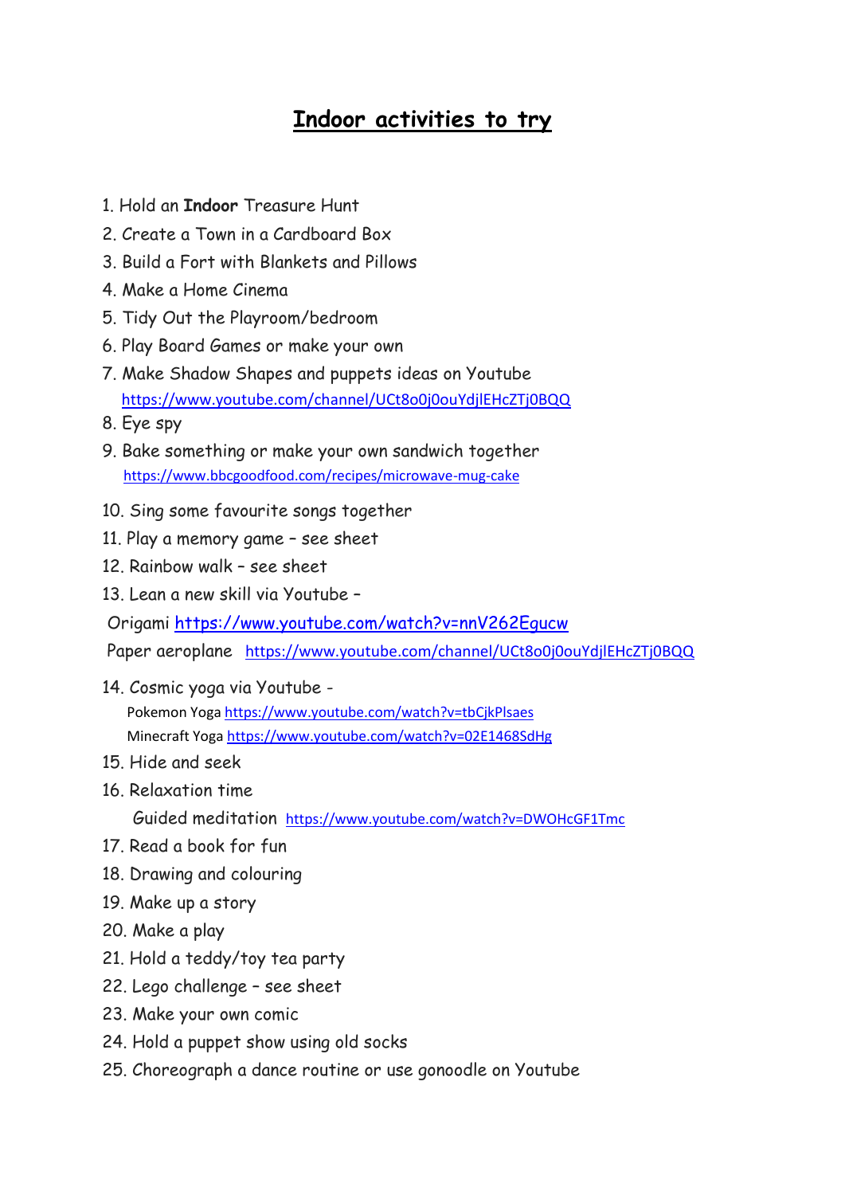# Indoor activities to try

1. Hold an **Indoor** Treasure Hunt
2. Create a Town in a Cardboard Box
3. Build a Fort with Blankets and Pillows
4. Make a Home Cinema
5. Tidy Out the Playroom/bedroom
6. Play Board Games or make your own
7. Make Shadow Shapes and puppets ideas on Youtube
   https://www.youtube.com/channel/UCt8o0j0ouYdjlEHcZTj0BQQ
8. Eye spy
9. Bake something or make your own sandwich together
   https://www.bbcgoodfood.com/recipes/microwave-mug-cake
10. Sing some favourite songs together
11. Play a memory game – see sheet
12. Rainbow walk – see sheet
13. Lean a new skill via Youtube –

    Origami https://www.youtube.com/watch?v=nnV262Egucw

    Paper aeroplane https://www.youtube.com/channel/UCt8o0j0ouYdjlEHcZTj0BQQ
14. Cosmic yoga via Youtube -

    Pokemon Yoga https://www.youtube.com/watch?v=tbCjkPlsaes

    Minecraft Yoga https://www.youtube.com/watch?v=02E1468SdHg
15. Hide and seek
16. Relaxation time

    Guided meditation https://www.youtube.com/watch?v=DWOHcGF1Tmc
17. Read a book for fun
18. Drawing and colouring
19. Make up a story
20. Make a play
21. Hold a teddy/toy tea party
22. Lego challenge – see sheet
23. Make your own comic
24. Hold a puppet show using old socks
25. Choreograph a dance routine or use gonoodle on Youtube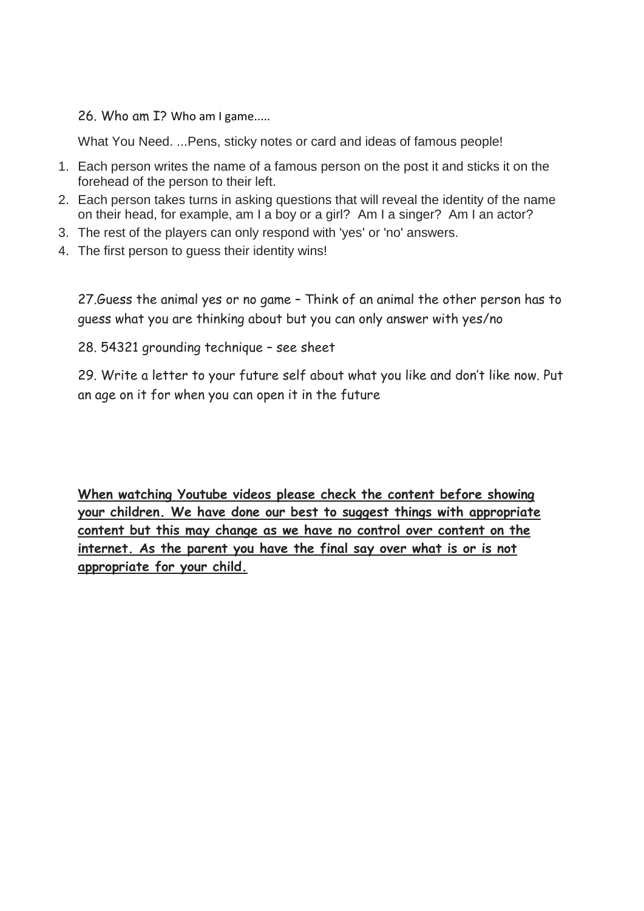26. Who am I? Who am I game.....

What You Need. ...Pens, sticky notes or card and ideas of famous people!

1. Each person writes the name of a famous person on the post it and sticks it on the forehead of the person to their left.
2. Each person takes turns in asking questions that will reveal the identity of the name on their head, for example, am I a boy or a girl? Am I a singer? Am I an actor?
3. The rest of the players can only respond with 'yes' or 'no' answers.
4. The first person to guess their identity wins!

27.Guess the animal yes or no game – Think of an animal the other person has to guess what you are thinking about but you can only answer with yes/no

28. 54321 grounding technique – see sheet

29. Write a letter to your future self about what you like and don't like now. Put an age on it for when you can open it in the future

**When watching Youtube videos please check the content before showing your children. We have done our best to suggest things with appropriate content but this may change as we have no control over content on the internet. As the parent you have the final say over what is or is not appropriate for your child.**